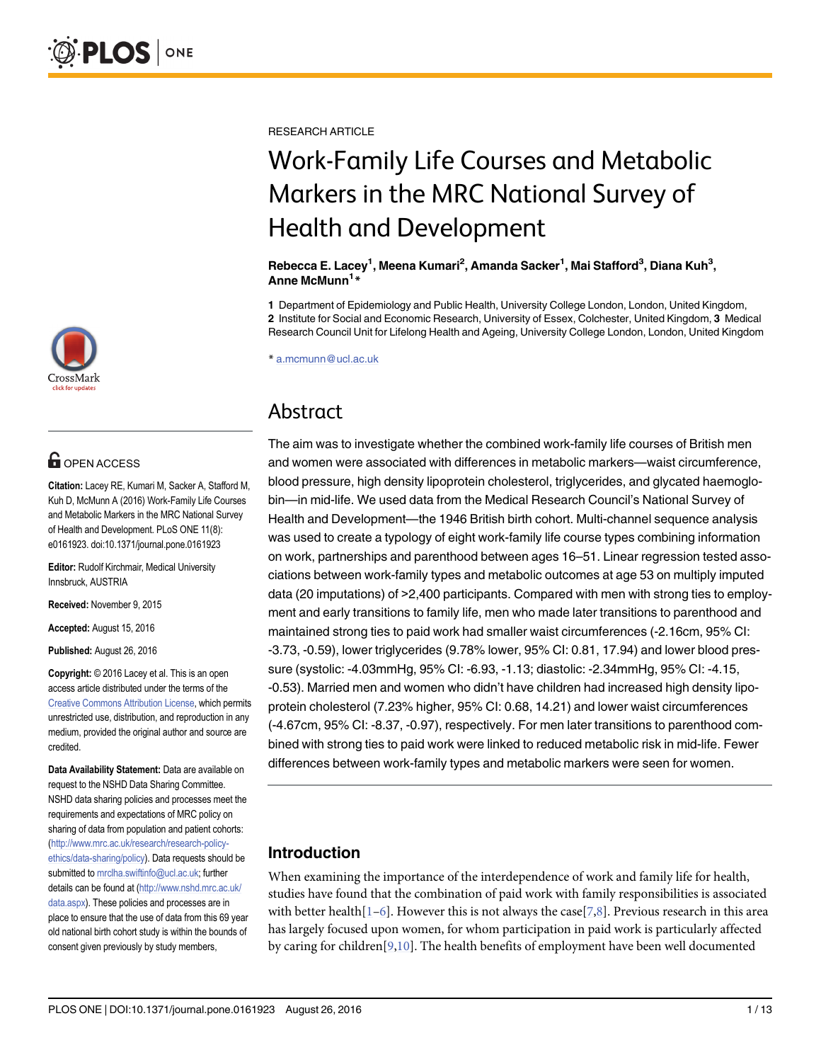RESEARCH ARTICLE

# Work-Family Life Courses and Metabolic Markers in the MRC National Survey of Health and Development

**Rebecca E. Lacey[1], Meena Kumari[2], Amanda Sacker[1], Mai Stafford[3], Diana Kuh[3], Anne McMunn[1]***

**1** Department of Epidemiology and Public Health, University College London, London, United Kingdom, **2** Institute for Social and Economic Research, University of Essex, Colchester, United Kingdom, **3** Medical Research Council Unit for Lifelong Health and Ageing, University College London, London, United Kingdom

* a.mcmunn@ucl.ac.uk

OPEN ACCESS

**Citation:** Lacey RE, Kumari M, Sacker A, Stafford M, Kuh D, McMunn A (2016) Work-Family Life Courses and Metabolic Markers in the MRC National Survey of Health and Development. PLoS ONE 11(8): e0161923. doi:10.1371/journal.pone.0161923

**Editor:** Rudolf Kirchmair, Medical University Innsbruck, AUSTRIA

**Received:** November 9, 2015

**Accepted:** August 15, 2016

**Published:** August 26, 2016

**Copyright:** © 2016 Lacey et al. This is an open access article distributed under the terms of the Creative Commons Attribution License, which permits unrestricted use, distribution, and reproduction in any medium, provided the original author and source are credited.

**Data Availability Statement:** Data are available on request to the NSHD Data Sharing Committee. NSHD data sharing policies and processes meet the requirements and expectations of MRC policy on sharing of data from population and patient cohorts: (http://www.mrc.ac.uk/research/research-policy-ethics/data-sharing/policy). Data requests should be submitted to mrclha.swiftinfo@ucl.ac.uk; further details can be found at (http://www.nshd.mrc.ac.uk/data.aspx). These policies and processes are in place to ensure that the use of data from this 69 year old national birth cohort study is within the bounds of consent given previously by study members,

## Abstract

The aim was to investigate whether the combined work-family life courses of British men and women were associated with differences in metabolic markers—waist circumference, blood pressure, high density lipoprotein cholesterol, triglycerides, and glycated haemoglobin—in mid-life. We used data from the Medical Research Council's National Survey of Health and Development—the 1946 British birth cohort. Multi-channel sequence analysis was used to create a typology of eight work-family life course types combining information on work, partnerships and parenthood between ages 16–51. Linear regression tested associations between work-family types and metabolic outcomes at age 53 on multiply imputed data (20 imputations) of >2,400 participants. Compared with men with strong ties to employment and early transitions to family life, men who made later transitions to parenthood and maintained strong ties to paid work had smaller waist circumferences (-2.16cm, 95% CI: -3.73, -0.59), lower triglycerides (9.78% lower, 95% CI: 0.81, 17.94) and lower blood pressure (systolic: -4.03mmHg, 95% CI: -6.93, -1.13; diastolic: -2.34mmHg, 95% CI: -4.15, -0.53). Married men and women who didn't have children had increased high density lipoprotein cholesterol (7.23% higher, 95% CI: 0.68, 14.21) and lower waist circumferences (-4.67cm, 95% CI: -8.37, -0.97), respectively. For men later transitions to parenthood combined with strong ties to paid work were linked to reduced metabolic risk in mid-life. Fewer differences between work-family types and metabolic markers were seen for women.

## Introduction

When examining the importance of the interdependence of work and family life for health, studies have found that the combination of paid work with family responsibilities is associated with better health[1–6]. However this is not always the case[7,8]. Previous research in this area has largely focused upon women, for whom participation in paid work is particularly affected by caring for children[9,10]. The health benefits of employment have been well documented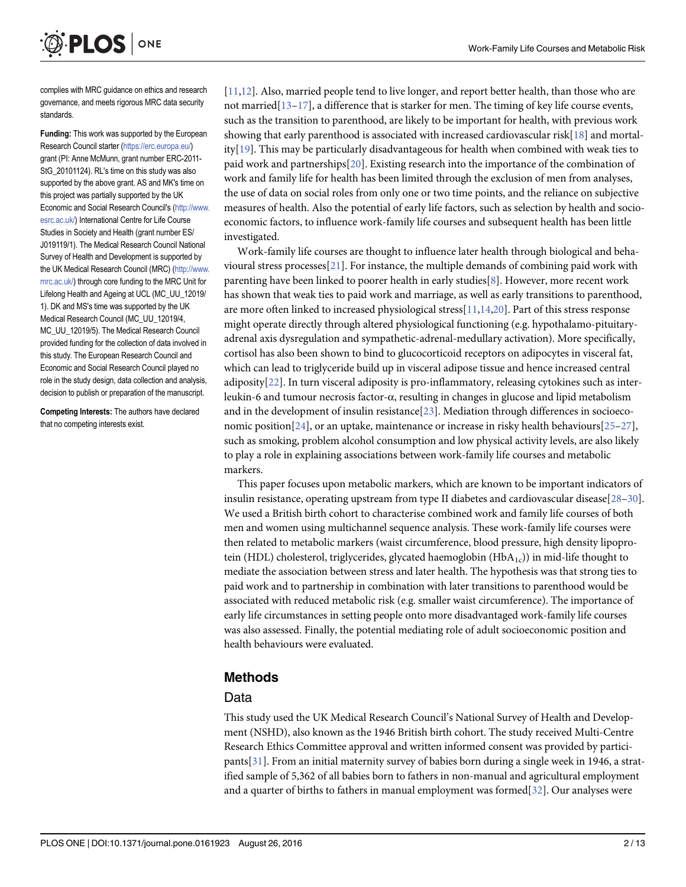complies with MRC guidance on ethics and research governance, and meets rigorous MRC data security standards.

**Funding:** This work was supported by the European Research Council starter (https://erc.europa.eu/) grant (PI: Anne McMunn, grant number ERC-2011-StG_20101124). RL's time on this study was also supported by the above grant. AS and MK's time on this project was partially supported by the UK Economic and Social Research Council's (http://www.esrc.ac.uk/) International Centre for Life Course Studies in Society and Health (grant number ES/J019119/1). The Medical Research Council National Survey of Health and Development is supported by the UK Medical Research Council (MRC) (http://www.mrc.ac.uk/) through core funding to the MRC Unit for Lifelong Health and Ageing at UCL (MC_UU_12019/1). DK and MS's time was supported by the UK Medical Research Council (MC_UU_12019/4, MC_UU_12019/5). The Medical Research Council provided funding for the collection of data involved in this study. The European Research Council and Economic and Social Research Council played no role in the study design, data collection and analysis, decision to publish or preparation of the manuscript.

**Competing Interests:** The authors have declared that no competing interests exist.

[11,12]. Also, married people tend to live longer, and report better health, than those who are not married[13–17], a difference that is starker for men. The timing of key life course events, such as the transition to parenthood, are likely to be important for health, with previous work showing that early parenthood is associated with increased cardiovascular risk[18] and mortality[19]. This may be particularly disadvantageous for health when combined with weak ties to paid work and partnerships[20]. Existing research into the importance of the combination of work and family life for health has been limited through the exclusion of men from analyses, the use of data on social roles from only one or two time points, and the reliance on subjective measures of health. Also the potential of early life factors, such as selection by health and socioeconomic factors, to influence work-family life courses and subsequent health has been little investigated.

Work-family life courses are thought to influence later health through biological and behavioural stress processes[21]. For instance, the multiple demands of combining paid work with parenting have been linked to poorer health in early studies[8]. However, more recent work has shown that weak ties to paid work and marriage, as well as early transitions to parenthood, are more often linked to increased physiological stress[11,14,20]. Part of this stress response might operate directly through altered physiological functioning (e.g. hypothalamo-pituitary-adrenal axis dysregulation and sympathetic-adrenal-medullary activation). More specifically, cortisol has also been shown to bind to glucocorticoid receptors on adipocytes in visceral fat, which can lead to triglyceride build up in visceral adipose tissue and hence increased central adiposity[22]. In turn visceral adiposity is pro-inflammatory, releasing cytokines such as interleukin-6 and tumour necrosis factor-α, resulting in changes in glucose and lipid metabolism and in the development of insulin resistance[23]. Mediation through differences in socioeconomic position[24], or an uptake, maintenance or increase in risky health behaviours[25–27], such as smoking, problem alcohol consumption and low physical activity levels, are also likely to play a role in explaining associations between work-family life courses and metabolic markers.

This paper focuses upon metabolic markers, which are known to be important indicators of insulin resistance, operating upstream from type II diabetes and cardiovascular disease[28–30]. We used a British birth cohort to characterise combined work and family life courses of both men and women using multichannel sequence analysis. These work-family life courses were then related to metabolic markers (waist circumference, blood pressure, high density lipoprotein (HDL) cholesterol, triglycerides, glycated haemoglobin ($HbA_{1c}$)) in mid-life thought to mediate the association between stress and later health. The hypothesis was that strong ties to paid work and to partnership in combination with later transitions to parenthood would be associated with reduced metabolic risk (e.g. smaller waist circumference). The importance of early life circumstances in setting people onto more disadvantaged work-family life courses was also assessed. Finally, the potential mediating role of adult socioeconomic position and health behaviours were evaluated.

## Methods

### Data

This study used the UK Medical Research Council's National Survey of Health and Development (NSHD), also known as the 1946 British birth cohort. The study received Multi-Centre Research Ethics Committee approval and written informed consent was provided by participants[31]. From an initial maternity survey of babies born during a single week in 1946, a stratified sample of 5,362 of all babies born to fathers in non-manual and agricultural employment and a quarter of births to fathers in manual employment was formed[32]. Our analyses were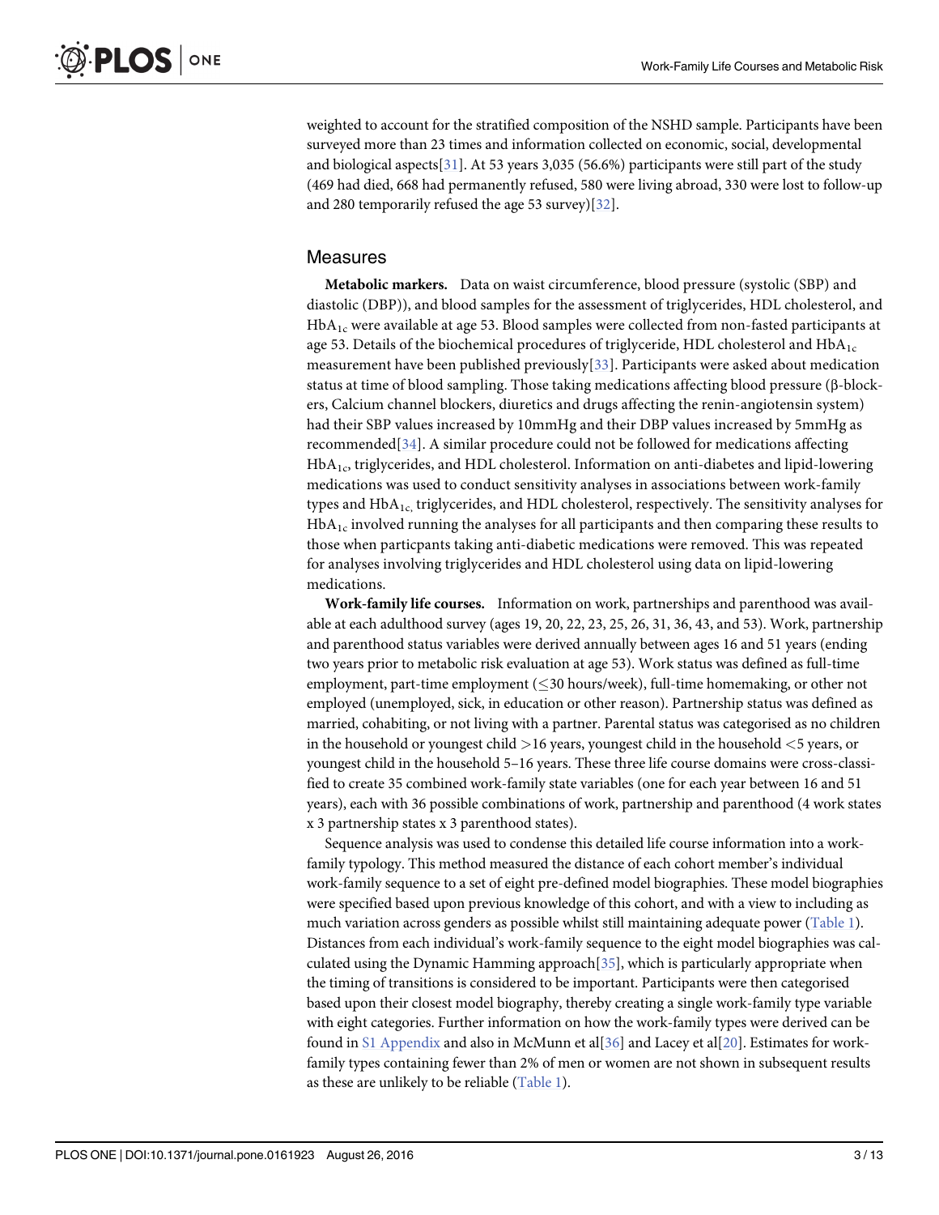weighted to account for the stratified composition of the NSHD sample. Participants have been surveyed more than 23 times and information collected on economic, social, developmental and biological aspects[31]. At 53 years 3,035 (56.6%) participants were still part of the study (469 had died, 668 had permanently refused, 580 were living abroad, 330 were lost to follow-up and 280 temporarily refused the age 53 survey)[32].

## Measures

**Metabolic markers.** Data on waist circumference, blood pressure (systolic (SBP) and diastolic (DBP)), and blood samples for the assessment of triglycerides, HDL cholesterol, and $HbA_{1c}$ were available at age 53. Blood samples were collected from non-fasted participants at age 53. Details of the biochemical procedures of triglyceride, HDL cholesterol and $HbA_{1c}$ measurement have been published previously[33]. Participants were asked about medication status at time of blood sampling. Those taking medications affecting blood pressure (β-blockers, Calcium channel blockers, diuretics and drugs affecting the renin-angiotensin system) had their SBP values increased by 10mmHg and their DBP values increased by 5mmHg as recommended[34]. A similar procedure could not be followed for medications affecting $HbA_{1c}$, triglycerides, and HDL cholesterol. Information on anti-diabetes and lipid-lowering medications was used to conduct sensitivity analyses in associations between work-family types and $HbA_{1c,}$ triglycerides, and HDL cholesterol, respectively. The sensitivity analyses for $HbA_{1c}$ involved running the analyses for all participants and then comparing these results to those when particpants taking anti-diabetic medications were removed. This was repeated for analyses involving triglycerides and HDL cholesterol using data on lipid-lowering medications.

**Work-family life courses.** Information on work, partnerships and parenthood was available at each adulthood survey (ages 19, 20, 22, 23, 25, 26, 31, 36, 43, and 53). Work, partnership and parenthood status variables were derived annually between ages 16 and 51 years (ending two years prior to metabolic risk evaluation at age 53). Work status was defined as full-time employment, part-time employment ($\leq$30 hours/week), full-time homemaking, or other not employed (unemployed, sick, in education or other reason). Partnership status was defined as married, cohabiting, or not living with a partner. Parental status was categorised as no children in the household or youngest child >16 years, youngest child in the household <5 years, or youngest child in the household 5–16 years. These three life course domains were cross-classified to create 35 combined work-family state variables (one for each year between 16 and 51 years), each with 36 possible combinations of work, partnership and parenthood (4 work states x 3 partnership states x 3 parenthood states).

Sequence analysis was used to condense this detailed life course information into a work-family typology. This method measured the distance of each cohort member's individual work-family sequence to a set of eight pre-defined model biographies. These model biographies were specified based upon previous knowledge of this cohort, and with a view to including as much variation across genders as possible whilst still maintaining adequate power (Table 1). Distances from each individual's work-family sequence to the eight model biographies was calculated using the Dynamic Hamming approach[35], which is particularly appropriate when the timing of transitions is considered to be important. Participants were then categorised based upon their closest model biography, thereby creating a single work-family type variable with eight categories. Further information on how the work-family types were derived can be found in S1 Appendix and also in McMunn et al[36] and Lacey et al[20]. Estimates for work-family types containing fewer than 2% of men or women are not shown in subsequent results as these are unlikely to be reliable (Table 1).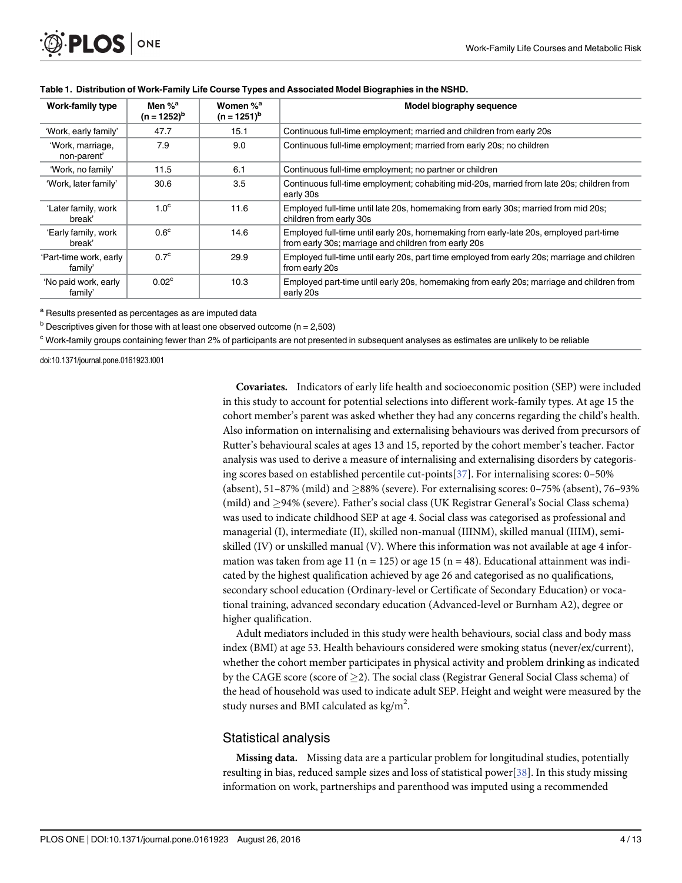**Table 1. Distribution of Work-Family Life Course Types and Associated Model Biographies in the NSHD.**

| Work-family type | Men %[a] (n = 1252)[b] | Women %[a] (n = 1251)[b] | Model biography sequence |
|---|---|---|---|
| 'Work, early family' | 47.7 | 15.1 | Continuous full-time employment; married and children from early 20s |
| 'Work, marriage, non-parent' | 7.9 | 9.0 | Continuous full-time employment; married from early 20s; no children |
| 'Work, no family' | 11.5 | 6.1 | Continuous full-time employment; no partner or children |
| 'Work, later family' | 30.6 | 3.5 | Continuous full-time employment; cohabiting mid-20s, married from late 20s; children from early 30s |
| 'Later family, work break' | 1.0[c] | 11.6 | Employed full-time until late 20s, homemaking from early 30s; married from mid 20s; children from early 30s |
| 'Early family, work break' | 0.6[c] | 14.6 | Employed full-time until early 20s, homemaking from early-late 20s, employed part-time from early 30s; marriage and children from early 20s |
| 'Part-time work, early family' | 0.7[c] | 29.9 | Employed full-time until early 20s, part time employed from early 20s; marriage and children from early 20s |
| 'No paid work, early family' | 0.02[c] | 10.3 | Employed part-time until early 20s, homemaking from early 20s; marriage and children from early 20s |

[a] Results presented as percentages as are imputed data

[b] Descriptives given for those with at least one observed outcome (n = 2,503)

[c] Work-family groups containing fewer than 2% of participants are not presented in subsequent analyses as estimates are unlikely to be reliable

doi:10.1371/journal.pone.0161923.t001

**Covariates.** Indicators of early life health and socioeconomic position (SEP) were included in this study to account for potential selections into different work-family types. At age 15 the cohort member's parent was asked whether they had any concerns regarding the child's health. Also information on internalising and externalising behaviours was derived from precursors of Rutter's behavioural scales at ages 13 and 15, reported by the cohort member's teacher. Factor analysis was used to derive a measure of internalising and externalising disorders by categorising scores based on established percentile cut-points[37]. For internalising scores: 0–50% (absent), 51–87% (mild) and ≥88% (severe). For externalising scores: 0–75% (absent), 76–93% (mild) and ≥94% (severe). Father's social class (UK Registrar General's Social Class schema) was used to indicate childhood SEP at age 4. Social class was categorised as professional and managerial (I), intermediate (II), skilled non-manual (IIINM), skilled manual (IIIM), semi-skilled (IV) or unskilled manual (V). Where this information was not available at age 4 information was taken from age 11 (n = 125) or age 15 (n = 48). Educational attainment was indicated by the highest qualification achieved by age 26 and categorised as no qualifications, secondary school education (Ordinary-level or Certificate of Secondary Education) or vocational training, advanced secondary education (Advanced-level or Burnham A2), degree or higher qualification.

Adult mediators included in this study were health behaviours, social class and body mass index (BMI) at age 53. Health behaviours considered were smoking status (never/ex/current), whether the cohort member participates in physical activity and problem drinking as indicated by the CAGE score (score of ≥2). The social class (Registrar General Social Class schema) of the head of household was used to indicate adult SEP. Height and weight were measured by the study nurses and BMI calculated as $kg/m^2$.

## Statistical analysis

**Missing data.** Missing data are a particular problem for longitudinal studies, potentially resulting in bias, reduced sample sizes and loss of statistical power[38]. In this study missing information on work, partnerships and parenthood was imputed using a recommended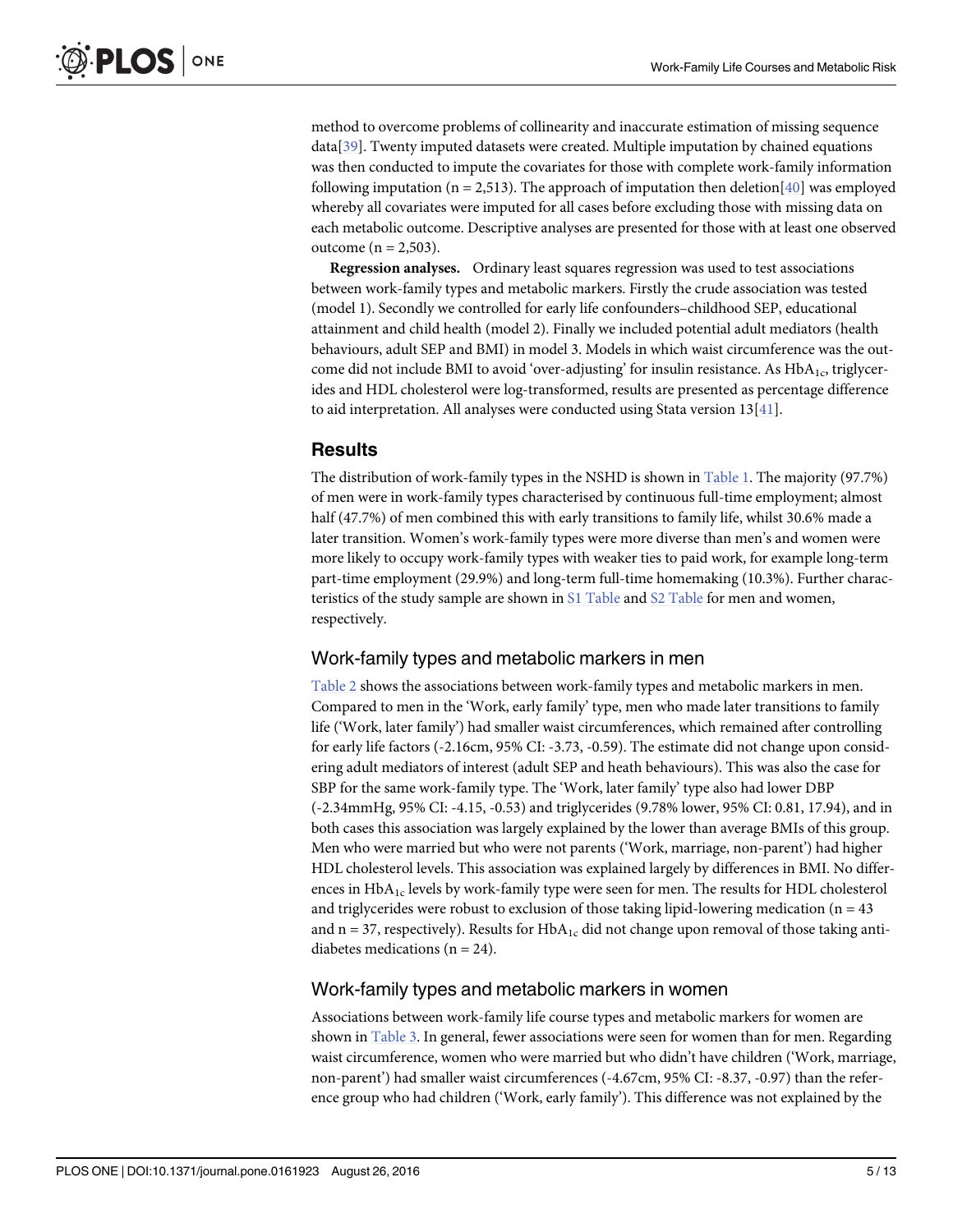method to overcome problems of collinearity and inaccurate estimation of missing sequence data[39]. Twenty imputed datasets were created. Multiple imputation by chained equations was then conducted to impute the covariates for those with complete work-family information following imputation (n = 2,513). The approach of imputation then deletion[40] was employed whereby all covariates were imputed for all cases before excluding those with missing data on each metabolic outcome. Descriptive analyses are presented for those with at least one observed outcome (n = 2,503).

**Regression analyses.** Ordinary least squares regression was used to test associations between work-family types and metabolic markers. Firstly the crude association was tested (model 1). Secondly we controlled for early life confounders–childhood SEP, educational attainment and child health (model 2). Finally we included potential adult mediators (health behaviours, adult SEP and BMI) in model 3. Models in which waist circumference was the outcome did not include BMI to avoid 'over-adjusting' for insulin resistance. As $HbA_{1c}$, triglycerides and HDL cholesterol were log-transformed, results are presented as percentage difference to aid interpretation. All analyses were conducted using Stata version 13[41].

## Results

The distribution of work-family types in the NSHD is shown in Table 1. The majority (97.7%) of men were in work-family types characterised by continuous full-time employment; almost half (47.7%) of men combined this with early transitions to family life, whilst 30.6% made a later transition. Women's work-family types were more diverse than men's and women were more likely to occupy work-family types with weaker ties to paid work, for example long-term part-time employment (29.9%) and long-term full-time homemaking (10.3%). Further characteristics of the study sample are shown in S1 Table and S2 Table for men and women, respectively.

### Work-family types and metabolic markers in men

Table 2 shows the associations between work-family types and metabolic markers in men. Compared to men in the 'Work, early family' type, men who made later transitions to family life ('Work, later family') had smaller waist circumferences, which remained after controlling for early life factors (-2.16cm, 95% CI: -3.73, -0.59). The estimate did not change upon considering adult mediators of interest (adult SEP and heath behaviours). This was also the case for SBP for the same work-family type. The 'Work, later family' type also had lower DBP (-2.34mmHg, 95% CI: -4.15, -0.53) and triglycerides (9.78% lower, 95% CI: 0.81, 17.94), and in both cases this association was largely explained by the lower than average BMIs of this group. Men who were married but who were not parents ('Work, marriage, non-parent') had higher HDL cholesterol levels. This association was explained largely by differences in BMI. No differences in $HbA_{1c}$ levels by work-family type were seen for men. The results for HDL cholesterol and triglycerides were robust to exclusion of those taking lipid-lowering medication (n = 43 and n = 37, respectively). Results for $HbA_{1c}$ did not change upon removal of those taking anti-diabetes medications (n = 24).

### Work-family types and metabolic markers in women

Associations between work-family life course types and metabolic markers for women are shown in Table 3. In general, fewer associations were seen for women than for men. Regarding waist circumference, women who were married but who didn't have children ('Work, marriage, non-parent') had smaller waist circumferences (-4.67cm, 95% CI: -8.37, -0.97) than the reference group who had children ('Work, early family'). This difference was not explained by the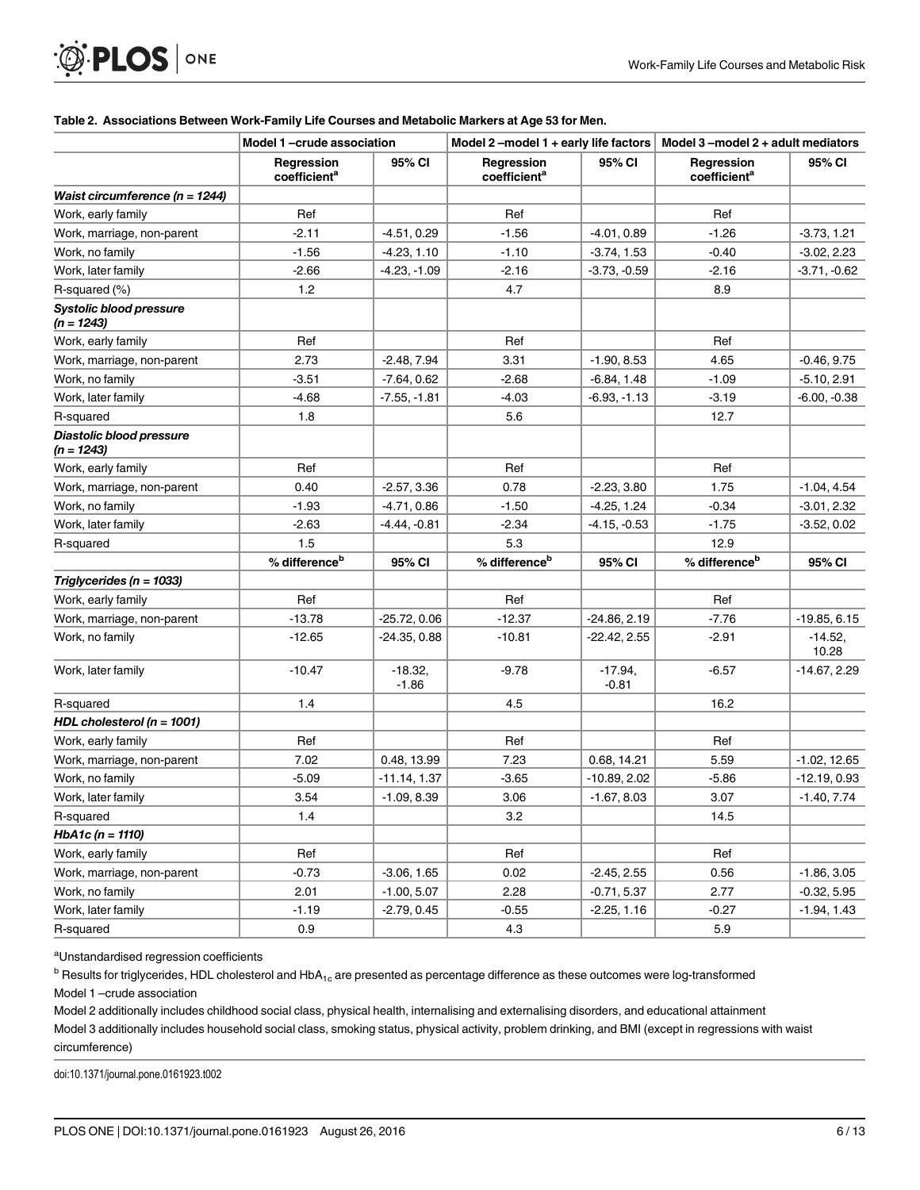**Table 2. Associations Between Work-Family Life Courses and Metabolic Markers at Age 53 for Men.**

| | Model 1 –crude association | | Model 2 –model 1 + early life factors | | Model 3 –model 2 + adult mediators | |
|---|---|---|---|---|---|---|
| | Regression coefficient[a] | 95% CI | Regression coefficient[a] | 95% CI | Regression coefficient[a] | 95% CI |
| ***Waist circumference (n = 1244)*** | | | | | | |
| Work, early family | Ref | | Ref | | Ref | |
| Work, marriage, non-parent | -2.11 | -4.51, 0.29 | -1.56 | -4.01, 0.89 | -1.26 | -3.73, 1.21 |
| Work, no family | -1.56 | -4.23, 1.10 | -1.10 | -3.74, 1.53 | -0.40 | -3.02, 2.23 |
| Work, later family | -2.66 | -4.23, -1.09 | -2.16 | -3.73, -0.59 | -2.16 | -3.71, -0.62 |
| R-squared (%) | 1.2 | | 4.7 | | 8.9 | |
| ***Systolic blood pressure (n = 1243)*** | | | | | | |
| Work, early family | Ref | | Ref | | Ref | |
| Work, marriage, non-parent | 2.73 | -2.48, 7.94 | 3.31 | -1.90, 8.53 | 4.65 | -0.46, 9.75 |
| Work, no family | -3.51 | -7.64, 0.62 | -2.68 | -6.84, 1.48 | -1.09 | -5.10, 2.91 |
| Work, later family | -4.68 | -7.55, -1.81 | -4.03 | -6.93, -1.13 | -3.19 | -6.00, -0.38 |
| R-squared | 1.8 | | 5.6 | | 12.7 | |
| ***Diastolic blood pressure (n = 1243)*** | | | | | | |
| Work, early family | Ref | | Ref | | Ref | |
| Work, marriage, non-parent | 0.40 | -2.57, 3.36 | 0.78 | -2.23, 3.80 | 1.75 | -1.04, 4.54 |
| Work, no family | -1.93 | -4.71, 0.86 | -1.50 | -4.25, 1.24 | -0.34 | -3.01, 2.32 |
| Work, later family | -2.63 | -4.44, -0.81 | -2.34 | -4.15, -0.53 | -1.75 | -3.52, 0.02 |
| R-squared | 1.5 | | 5.3 | | 12.9 | |
| | % difference[b] | 95% CI | % difference[b] | 95% CI | % difference[b] | 95% CI |
| ***Triglycerides (n = 1033)*** | | | | | | |
| Work, early family | Ref | | Ref | | Ref | |
| Work, marriage, non-parent | -13.78 | -25.72, 0.06 | -12.37 | -24.86, 2.19 | -7.76 | -19.85, 6.15 |
| Work, no family | -12.65 | -24.35, 0.88 | -10.81 | -22.42, 2.55 | -2.91 | -14.52, 10.28 |
| Work, later family | -10.47 | -18.32, -1.86 | -9.78 | -17.94, -0.81 | -6.57 | -14.67, 2.29 |
| R-squared | 1.4 | | 4.5 | | 16.2 | |
| ***HDL cholesterol (n = 1001)*** | | | | | | |
| Work, early family | Ref | | Ref | | Ref | |
| Work, marriage, non-parent | 7.02 | 0.48, 13.99 | 7.23 | 0.68, 14.21 | 5.59 | -1.02, 12.65 |
| Work, no family | -5.09 | -11.14, 1.37 | -3.65 | -10.89, 2.02 | -5.86 | -12.19, 0.93 |
| Work, later family | 3.54 | -1.09, 8.39 | 3.06 | -1.67, 8.03 | 3.07 | -1.40, 7.74 |
| R-squared | 1.4 | | 3.2 | | 14.5 | |
| ***HbA1c (n = 1110)*** | | | | | | |
| Work, early family | Ref | | Ref | | Ref | |
| Work, marriage, non-parent | -0.73 | -3.06, 1.65 | 0.02 | -2.45, 2.55 | 0.56 | -1.86, 3.05 |
| Work, no family | 2.01 | -1.00, 5.07 | 2.28 | -0.71, 5.37 | 2.77 | -0.32, 5.95 |
| Work, later family | -1.19 | -2.79, 0.45 | -0.55 | -2.25, 1.16 | -0.27 | -1.94, 1.43 |
| R-squared | 0.9 | | 4.3 | | 5.9 | |

[a]Unstandardised regression coefficients

[b] Results for triglycerides, HDL cholesterol and $HbA_{1c}$ are presented as percentage difference as these outcomes were log-transformed

Model 1 –crude association

Model 2 additionally includes childhood social class, physical health, internalising and externalising disorders, and educational attainment

Model 3 additionally includes household social class, smoking status, physical activity, problem drinking, and BMI (except in regressions with waist circumference)

doi:10.1371/journal.pone.0161923.t002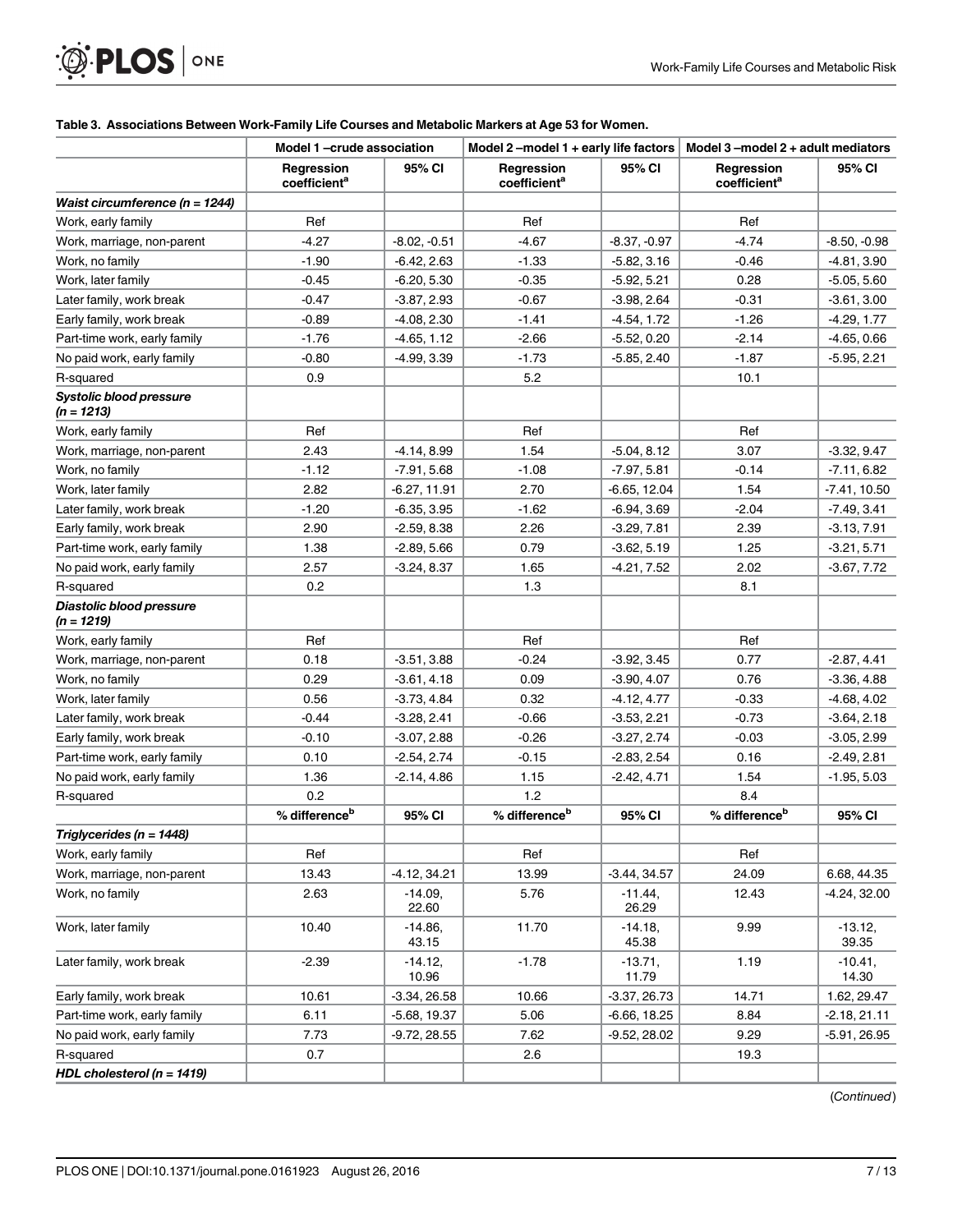**Table 3. Associations Between Work-Family Life Courses and Metabolic Markers at Age 53 for Women.**

| | Model 1 –crude association | | Model 2 –model 1 + early life factors | | Model 3 –model 2 + adult mediators | |
|---|---|---|---|---|---|---|
| | Regression coefficient[a] | 95% CI | Regression coefficient[a] | 95% CI | Regression coefficient[a] | 95% CI |
| ***Waist circumference (n = 1244)*** | | | | | | |
| Work, early family | Ref | | Ref | | Ref | |
| Work, marriage, non-parent | -4.27 | -8.02, -0.51 | -4.67 | -8.37, -0.97 | -4.74 | -8.50, -0.98 |
| Work, no family | -1.90 | -6.42, 2.63 | -1.33 | -5.82, 3.16 | -0.46 | -4.81, 3.90 |
| Work, later family | -0.45 | -6.20, 5.30 | -0.35 | -5.92, 5.21 | 0.28 | -5.05, 5.60 |
| Later family, work break | -0.47 | -3.87, 2.93 | -0.67 | -3.98, 2.64 | -0.31 | -3.61, 3.00 |
| Early family, work break | -0.89 | -4.08, 2.30 | -1.41 | -4.54, 1.72 | -1.26 | -4.29, 1.77 |
| Part-time work, early family | -1.76 | -4.65, 1.12 | -2.66 | -5.52, 0.20 | -2.14 | -4.65, 0.66 |
| No paid work, early family | -0.80 | -4.99, 3.39 | -1.73 | -5.85, 2.40 | -1.87 | -5.95, 2.21 |
| R-squared | 0.9 | | 5.2 | | 10.1 | |
| ***Systolic blood pressure (n = 1213)*** | | | | | | |
| Work, early family | Ref | | Ref | | Ref | |
| Work, marriage, non-parent | 2.43 | -4.14, 8.99 | 1.54 | -5.04, 8.12 | 3.07 | -3.32, 9.47 |
| Work, no family | -1.12 | -7.91, 5.68 | -1.08 | -7.97, 5.81 | -0.14 | -7.11, 6.82 |
| Work, later family | 2.82 | -6.27, 11.91 | 2.70 | -6.65, 12.04 | 1.54 | -7.41, 10.50 |
| Later family, work break | -1.20 | -6.35, 3.95 | -1.62 | -6.94, 3.69 | -2.04 | -7.49, 3.41 |
| Early family, work break | 2.90 | -2.59, 8.38 | 2.26 | -3.29, 7.81 | 2.39 | -3.13, 7.91 |
| Part-time work, early family | 1.38 | -2.89, 5.66 | 0.79 | -3.62, 5.19 | 1.25 | -3.21, 5.71 |
| No paid work, early family | 2.57 | -3.24, 8.37 | 1.65 | -4.21, 7.52 | 2.02 | -3.67, 7.72 |
| R-squared | 0.2 | | 1.3 | | 8.1 | |
| ***Diastolic blood pressure (n = 1219)*** | | | | | | |
| Work, early family | Ref | | Ref | | Ref | |
| Work, marriage, non-parent | 0.18 | -3.51, 3.88 | -0.24 | -3.92, 3.45 | 0.77 | -2.87, 4.41 |
| Work, no family | 0.29 | -3.61, 4.18 | 0.09 | -3.90, 4.07 | 0.76 | -3.36, 4.88 |
| Work, later family | 0.56 | -3.73, 4.84 | 0.32 | -4.12, 4.77 | -0.33 | -4.68, 4.02 |
| Later family, work break | -0.44 | -3.28, 2.41 | -0.66 | -3.53, 2.21 | -0.73 | -3.64, 2.18 |
| Early family, work break | -0.10 | -3.07, 2.88 | -0.26 | -3.27, 2.74 | -0.03 | -3.05, 2.99 |
| Part-time work, early family | 0.10 | -2.54, 2.74 | -0.15 | -2.83, 2.54 | 0.16 | -2.49, 2.81 |
| No paid work, early family | 1.36 | -2.14, 4.86 | 1.15 | -2.42, 4.71 | 1.54 | -1.95, 5.03 |
| R-squared | 0.2 | | 1.2 | | 8.4 | |
| | % difference[b] | 95% CI | % difference[b] | 95% CI | % difference[b] | 95% CI |
| ***Triglycerides (n = 1448)*** | | | | | | |
| Work, early family | Ref | | Ref | | Ref | |
| Work, marriage, non-parent | 13.43 | -4.12, 34.21 | 13.99 | -3.44, 34.57 | 24.09 | 6.68, 44.35 |
| Work, no family | 2.63 | -14.09, 22.60 | 5.76 | -11.44, 26.29 | 12.43 | -4.24, 32.00 |
| Work, later family | 10.40 | -14.86, 43.15 | 11.70 | -14.18, 45.38 | 9.99 | -13.12, 39.35 |
| Later family, work break | -2.39 | -14.12, 10.96 | -1.78 | -13.71, 11.79 | 1.19 | -10.41, 14.30 |
| Early family, work break | 10.61 | -3.34, 26.58 | 10.66 | -3.37, 26.73 | 14.71 | 1.62, 29.47 |
| Part-time work, early family | 6.11 | -5.68, 19.37 | 5.06 | -6.66, 18.25 | 8.84 | -2.18, 21.11 |
| No paid work, early family | 7.73 | -9.72, 28.55 | 7.62 | -9.52, 28.02 | 9.29 | -5.91, 26.95 |
| R-squared | 0.7 | | 2.6 | | 19.3 | |
| ***HDL cholesterol (n = 1419)*** | | | | | | |

(*Continued*)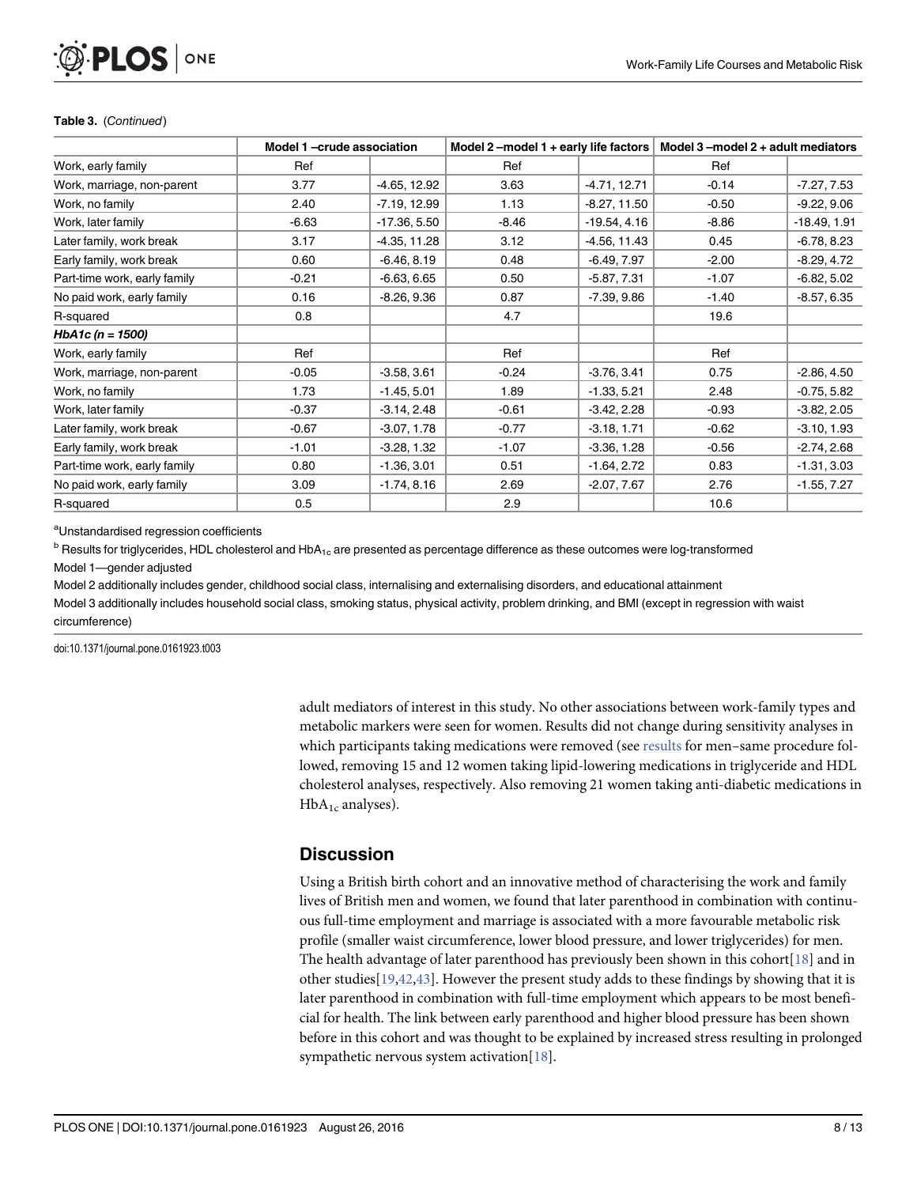**Table 3.** (*Continued*)

| | Model 1 –crude association | | Model 2 –model 1 + early life factors | | Model 3 –model 2 + adult mediators | |
|---|---|---|---|---|---|---|
| Work, early family | Ref | | Ref | | Ref | |
| Work, marriage, non-parent | 3.77 | -4.65, 12.92 | 3.63 | -4.71, 12.71 | -0.14 | -7.27, 7.53 |
| Work, no family | 2.40 | -7.19, 12.99 | 1.13 | -8.27, 11.50 | -0.50 | -9.22, 9.06 |
| Work, later family | -6.63 | -17.36, 5.50 | -8.46 | -19.54, 4.16 | -8.86 | -18.49, 1.91 |
| Later family, work break | 3.17 | -4.35, 11.28 | 3.12 | -4.56, 11.43 | 0.45 | -6.78, 8.23 |
| Early family, work break | 0.60 | -6.46, 8.19 | 0.48 | -6.49, 7.97 | -2.00 | -8.29, 4.72 |
| Part-time work, early family | -0.21 | -6.63, 6.65 | 0.50 | -5.87, 7.31 | -1.07 | -6.82, 5.02 |
| No paid work, early family | 0.16 | -8.26, 9.36 | 0.87 | -7.39, 9.86 | -1.40 | -8.57, 6.35 |
| R-squared | 0.8 | | 4.7 | | 19.6 | |
| ***HbA1c (n = 1500)*** | | | | | | |
| Work, early family | Ref | | Ref | | Ref | |
| Work, marriage, non-parent | -0.05 | -3.58, 3.61 | -0.24 | -3.76, 3.41 | 0.75 | -2.86, 4.50 |
| Work, no family | 1.73 | -1.45, 5.01 | 1.89 | -1.33, 5.21 | 2.48 | -0.75, 5.82 |
| Work, later family | -0.37 | -3.14, 2.48 | -0.61 | -3.42, 2.28 | -0.93 | -3.82, 2.05 |
| Later family, work break | -0.67 | -3.07, 1.78 | -0.77 | -3.18, 1.71 | -0.62 | -3.10, 1.93 |
| Early family, work break | -1.01 | -3.28, 1.32 | -1.07 | -3.36, 1.28 | -0.56 | -2.74, 2.68 |
| Part-time work, early family | 0.80 | -1.36, 3.01 | 0.51 | -1.64, 2.72 | 0.83 | -1.31, 3.03 |
| No paid work, early family | 3.09 | -1.74, 8.16 | 2.69 | -2.07, 7.67 | 2.76 | -1.55, 7.27 |
| R-squared | 0.5 | | 2.9 | | 10.6 | |

[a]Unstandardised regression coefficients

[b] Results for triglycerides, HDL cholesterol and $HbA_{1c}$ are presented as percentage difference as these outcomes were log-transformed

Model 1—gender adjusted

Model 2 additionally includes gender, childhood social class, internalising and externalising disorders, and educational attainment

Model 3 additionally includes household social class, smoking status, physical activity, problem drinking, and BMI (except in regression with waist circumference)

doi:10.1371/journal.pone.0161923.t003

adult mediators of interest in this study. No other associations between work-family types and metabolic markers were seen for women. Results did not change during sensitivity analyses in which participants taking medications were removed (see results for men–same procedure followed, removing 15 and 12 women taking lipid-lowering medications in triglyceride and HDL cholesterol analyses, respectively. Also removing 21 women taking anti-diabetic medications in $HbA_{1c}$ analyses).

## Discussion

Using a British birth cohort and an innovative method of characterising the work and family lives of British men and women, we found that later parenthood in combination with continuous full-time employment and marriage is associated with a more favourable metabolic risk profile (smaller waist circumference, lower blood pressure, and lower triglycerides) for men. The health advantage of later parenthood has previously been shown in this cohort[18] and in other studies[19,42,43]. However the present study adds to these findings by showing that it is later parenthood in combination with full-time employment which appears to be most beneficial for health. The link between early parenthood and higher blood pressure has been shown before in this cohort and was thought to be explained by increased stress resulting in prolonged sympathetic nervous system activation[18].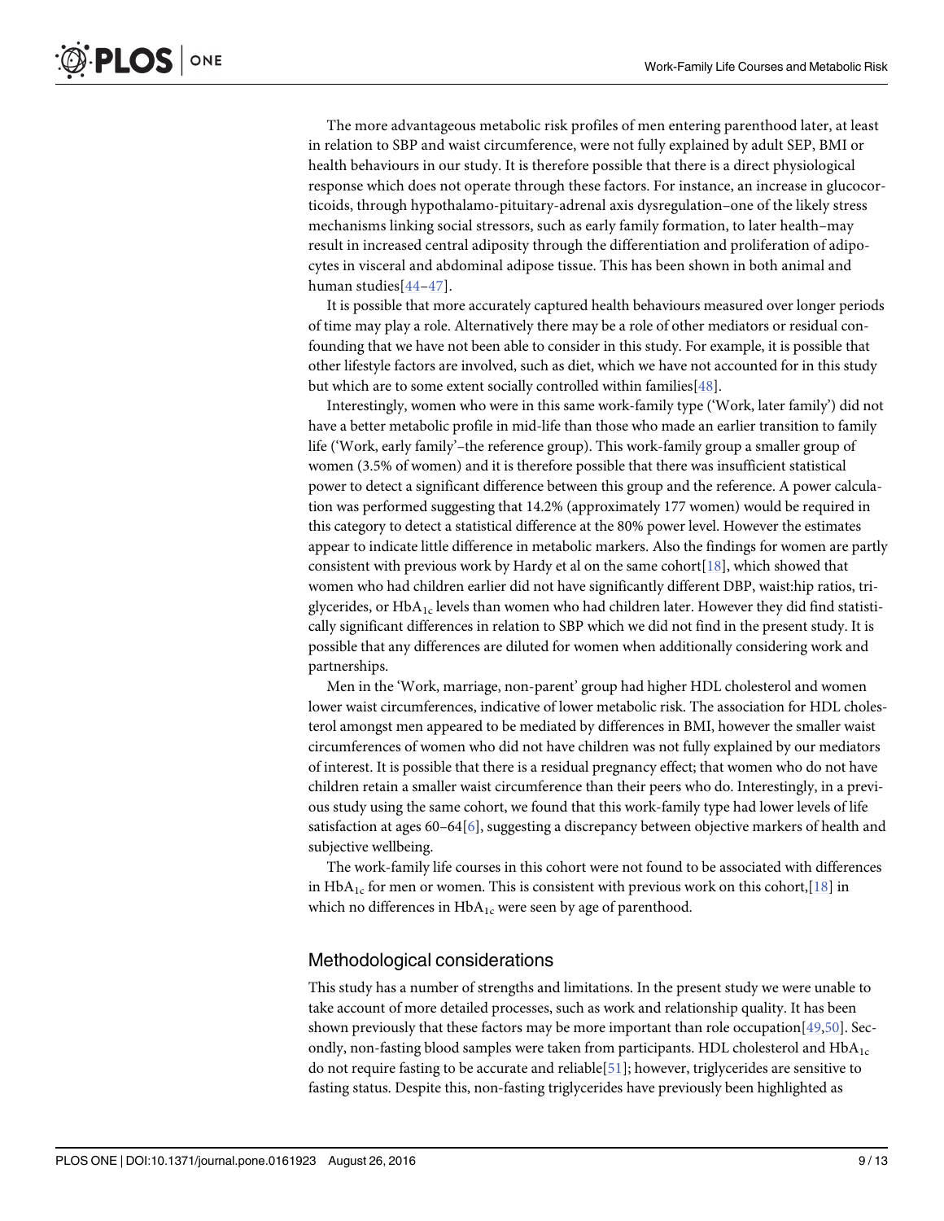The more advantageous metabolic risk profiles of men entering parenthood later, at least in relation to SBP and waist circumference, were not fully explained by adult SEP, BMI or health behaviours in our study. It is therefore possible that there is a direct physiological response which does not operate through these factors. For instance, an increase in glucocorticoids, through hypothalamo-pituitary-adrenal axis dysregulation–one of the likely stress mechanisms linking social stressors, such as early family formation, to later health–may result in increased central adiposity through the differentiation and proliferation of adipocytes in visceral and abdominal adipose tissue. This has been shown in both animal and human studies[44–47].

It is possible that more accurately captured health behaviours measured over longer periods of time may play a role. Alternatively there may be a role of other mediators or residual confounding that we have not been able to consider in this study. For example, it is possible that other lifestyle factors are involved, such as diet, which we have not accounted for in this study but which are to some extent socially controlled within families[48].

Interestingly, women who were in this same work-family type ('Work, later family') did not have a better metabolic profile in mid-life than those who made an earlier transition to family life ('Work, early family'–the reference group). This work-family group a smaller group of women (3.5% of women) and it is therefore possible that there was insufficient statistical power to detect a significant difference between this group and the reference. A power calculation was performed suggesting that 14.2% (approximately 177 women) would be required in this category to detect a statistical difference at the 80% power level. However the estimates appear to indicate little difference in metabolic markers. Also the findings for women are partly consistent with previous work by Hardy et al on the same cohort[18], which showed that women who had children earlier did not have significantly different DBP, waist:hip ratios, triglycerides, or $HbA_{1c}$ levels than women who had children later. However they did find statistically significant differences in relation to SBP which we did not find in the present study. It is possible that any differences are diluted for women when additionally considering work and partnerships.

Men in the 'Work, marriage, non-parent' group had higher HDL cholesterol and women lower waist circumferences, indicative of lower metabolic risk. The association for HDL cholesterol amongst men appeared to be mediated by differences in BMI, however the smaller waist circumferences of women who did not have children was not fully explained by our mediators of interest. It is possible that there is a residual pregnancy effect; that women who do not have children retain a smaller waist circumference than their peers who do. Interestingly, in a previous study using the same cohort, we found that this work-family type had lower levels of life satisfaction at ages 60–64[6], suggesting a discrepancy between objective markers of health and subjective wellbeing.

The work-family life courses in this cohort were not found to be associated with differences in $HbA_{1c}$ for men or women. This is consistent with previous work on this cohort,[18] in which no differences in $HbA_{1c}$ were seen by age of parenthood.

## Methodological considerations

This study has a number of strengths and limitations. In the present study we were unable to take account of more detailed processes, such as work and relationship quality. It has been shown previously that these factors may be more important than role occupation[49,50]. Secondly, non-fasting blood samples were taken from participants. HDL cholesterol and $HbA_{1c}$ do not require fasting to be accurate and reliable[51]; however, triglycerides are sensitive to fasting status. Despite this, non-fasting triglycerides have previously been highlighted as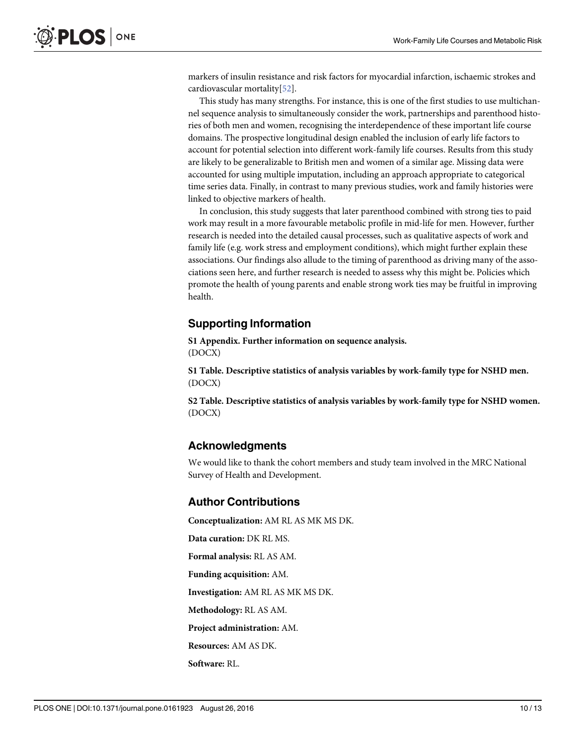markers of insulin resistance and risk factors for myocardial infarction, ischaemic strokes and cardiovascular mortality[52].

This study has many strengths. For instance, this is one of the first studies to use multichannel sequence analysis to simultaneously consider the work, partnerships and parenthood histories of both men and women, recognising the interdependence of these important life course domains. The prospective longitudinal design enabled the inclusion of early life factors to account for potential selection into different work-family life courses. Results from this study are likely to be generalizable to British men and women of a similar age. Missing data were accounted for using multiple imputation, including an approach appropriate to categorical time series data. Finally, in contrast to many previous studies, work and family histories were linked to objective markers of health.

In conclusion, this study suggests that later parenthood combined with strong ties to paid work may result in a more favourable metabolic profile in mid-life for men. However, further research is needed into the detailed causal processes, such as qualitative aspects of work and family life (e.g. work stress and employment conditions), which might further explain these associations. Our findings also allude to the timing of parenthood as driving many of the associations seen here, and further research is needed to assess why this might be. Policies which promote the health of young parents and enable strong work ties may be fruitful in improving health.

## Supporting Information

**S1 Appendix. Further information on sequence analysis.**
(DOCX)

**S1 Table. Descriptive statistics of analysis variables by work-family type for NSHD men.**
(DOCX)

**S2 Table. Descriptive statistics of analysis variables by work-family type for NSHD women.**
(DOCX)

## Acknowledgments

We would like to thank the cohort members and study team involved in the MRC National Survey of Health and Development.

## Author Contributions

**Conceptualization:** AM RL AS MK MS DK.

**Data curation:** DK RL MS.

**Formal analysis:** RL AS AM.

**Funding acquisition:** AM.

**Investigation:** AM RL AS MK MS DK.

**Methodology:** RL AS AM.

**Project administration:** AM.

**Resources:** AM AS DK.

**Software:** RL.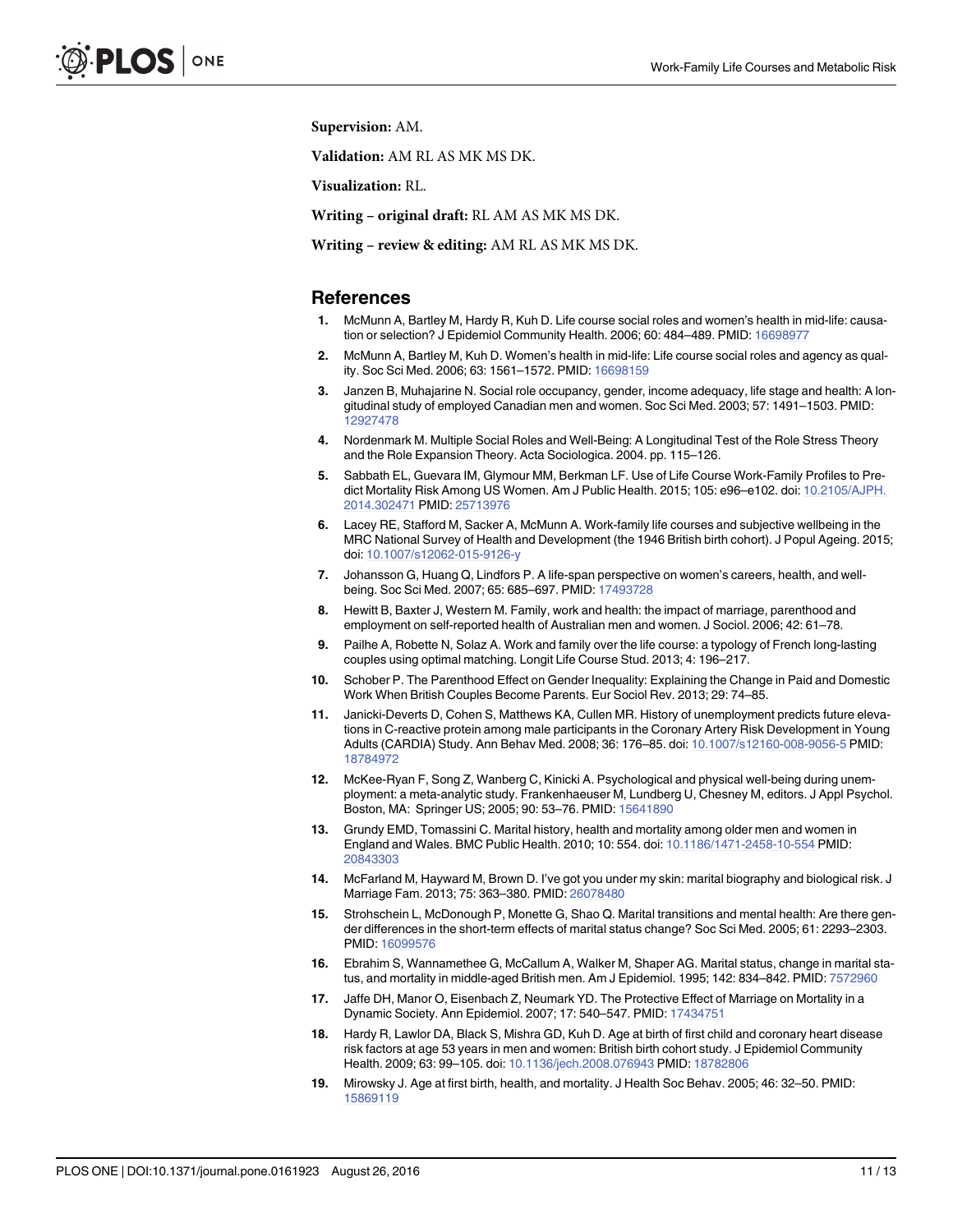**Supervision:** AM.

**Validation:** AM RL AS MK MS DK.

**Visualization:** RL.

**Writing – original draft:** RL AM AS MK MS DK.

**Writing – review & editing:** AM RL AS MK MS DK.

## References

1. McMunn A, Bartley M, Hardy R, Kuh D. Life course social roles and women's health in mid-life: causation or selection? J Epidemiol Community Health. 2006; 60: 484–489. PMID: 16698977
2. McMunn A, Bartley M, Kuh D. Women's health in mid-life: Life course social roles and agency as quality. Soc Sci Med. 2006; 63: 1561–1572. PMID: 16698159
3. Janzen B, Muhajarine N. Social role occupancy, gender, income adequacy, life stage and health: A longitudinal study of employed Canadian men and women. Soc Sci Med. 2003; 57: 1491–1503. PMID: 12927478
4. Nordenmark M. Multiple Social Roles and Well-Being: A Longitudinal Test of the Role Stress Theory and the Role Expansion Theory. Acta Sociologica. 2004. pp. 115–126.
5. Sabbath EL, Guevara IM, Glymour MM, Berkman LF. Use of Life Course Work-Family Profiles to Predict Mortality Risk Among US Women. Am J Public Health. 2015; 105: e96–e102. doi: 10.2105/AJPH.2014.302471 PMID: 25713976
6. Lacey RE, Stafford M, Sacker A, McMunn A. Work-family life courses and subjective wellbeing in the MRC National Survey of Health and Development (the 1946 British birth cohort). J Popul Ageing. 2015; doi: 10.1007/s12062-015-9126-y
7. Johansson G, Huang Q, Lindfors P. A life-span perspective on women's careers, health, and well-being. Soc Sci Med. 2007; 65: 685–697. PMID: 17493728
8. Hewitt B, Baxter J, Western M. Family, work and health: the impact of marriage, parenthood and employment on self-reported health of Australian men and women. J Sociol. 2006; 42: 61–78.
9. Pailhe A, Robette N, Solaz A. Work and family over the life course: a typology of French long-lasting couples using optimal matching. Longit Life Course Stud. 2013; 4: 196–217.
10. Schober P. The Parenthood Effect on Gender Inequality: Explaining the Change in Paid and Domestic Work When British Couples Become Parents. Eur Sociol Rev. 2013; 29: 74–85.
11. Janicki-Deverts D, Cohen S, Matthews KA, Cullen MR. History of unemployment predicts future elevations in C-reactive protein among male participants in the Coronary Artery Risk Development in Young Adults (CARDIA) Study. Ann Behav Med. 2008; 36: 176–85. doi: 10.1007/s12160-008-9056-5 PMID: 18784972
12. McKee-Ryan F, Song Z, Wanberg C, Kinicki A. Psychological and physical well-being during unemployment: a meta-analytic study. Frankenhaeuser M, Lundberg U, Chesney M, editors. J Appl Psychol. Boston, MA: Springer US; 2005; 90: 53–76. PMID: 15641890
13. Grundy EMD, Tomassini C. Marital history, health and mortality among older men and women in England and Wales. BMC Public Health. 2010; 10: 554. doi: 10.1186/1471-2458-10-554 PMID: 20843303
14. McFarland M, Hayward M, Brown D. I've got you under my skin: marital biography and biological risk. J Marriage Fam. 2013; 75: 363–380. PMID: 26078480
15. Strohschein L, McDonough P, Monette G, Shao Q. Marital transitions and mental health: Are there gender differences in the short-term effects of marital status change? Soc Sci Med. 2005; 61: 2293–2303. PMID: 16099576
16. Ebrahim S, Wannamethee G, McCallum A, Walker M, Shaper AG. Marital status, change in marital status, and mortality in middle-aged British men. Am J Epidemiol. 1995; 142: 834–842. PMID: 7572960
17. Jaffe DH, Manor O, Eisenbach Z, Neumark YD. The Protective Effect of Marriage on Mortality in a Dynamic Society. Ann Epidemiol. 2007; 17: 540–547. PMID: 17434751
18. Hardy R, Lawlor DA, Black S, Mishra GD, Kuh D. Age at birth of first child and coronary heart disease risk factors at age 53 years in men and women: British birth cohort study. J Epidemiol Community Health. 2009; 63: 99–105. doi: 10.1136/jech.2008.076943 PMID: 18782806
19. Mirowsky J. Age at first birth, health, and mortality. J Health Soc Behav. 2005; 46: 32–50. PMID: 15869119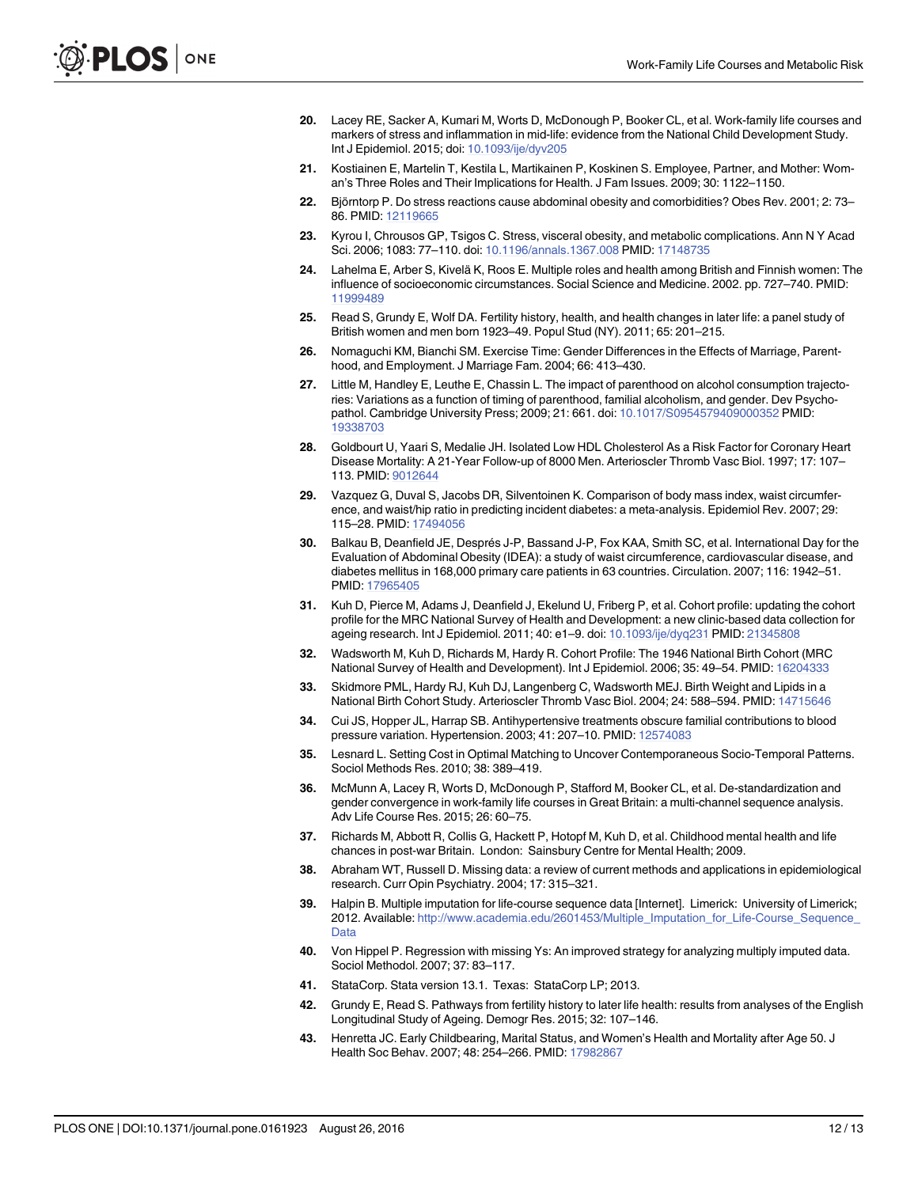20. Lacey RE, Sacker A, Kumari M, Worts D, McDonough P, Booker CL, et al. Work-family life courses and markers of stress and inflammation in mid-life: evidence from the National Child Development Study. Int J Epidemiol. 2015; doi: 10.1093/ije/dyv205

21. Kostiainen E, Martelin T, Kestila L, Martikainen P, Koskinen S. Employee, Partner, and Mother: Woman's Three Roles and Their Implications for Health. J Fam Issues. 2009; 30: 1122–1150.

22. Björntorp P. Do stress reactions cause abdominal obesity and comorbidities? Obes Rev. 2001; 2: 73–86. PMID: 12119665

23. Kyrou I, Chrousos GP, Tsigos C. Stress, visceral obesity, and metabolic complications. Ann N Y Acad Sci. 2006; 1083: 77–110. doi: 10.1196/annals.1367.008 PMID: 17148735

24. Lahelma E, Arber S, Kivelä K, Roos E. Multiple roles and health among British and Finnish women: The influence of socioeconomic circumstances. Social Science and Medicine. 2002. pp. 727–740. PMID: 11999489

25. Read S, Grundy E, Wolf DA. Fertility history, health, and health changes in later life: a panel study of British women and men born 1923–49. Popul Stud (NY). 2011; 65: 201–215.

26. Nomaguchi KM, Bianchi SM. Exercise Time: Gender Differences in the Effects of Marriage, Parenthood, and Employment. J Marriage Fam. 2004; 66: 413–430.

27. Little M, Handley E, Leuthe E, Chassin L. The impact of parenthood on alcohol consumption trajectories: Variations as a function of timing of parenthood, familial alcoholism, and gender. Dev Psychopathol. Cambridge University Press; 2009; 21: 661. doi: 10.1017/S0954579409000352 PMID: 19338703

28. Goldbourt U, Yaari S, Medalie JH. Isolated Low HDL Cholesterol As a Risk Factor for Coronary Heart Disease Mortality: A 21-Year Follow-up of 8000 Men. Arterioscler Thromb Vasc Biol. 1997; 17: 107–113. PMID: 9012644

29. Vazquez G, Duval S, Jacobs DR, Silventoinen K. Comparison of body mass index, waist circumference, and waist/hip ratio in predicting incident diabetes: a meta-analysis. Epidemiol Rev. 2007; 29: 115–28. PMID: 17494056

30. Balkau B, Deanfield JE, Després J-P, Bassand J-P, Fox KAA, Smith SC, et al. International Day for the Evaluation of Abdominal Obesity (IDEA): a study of waist circumference, cardiovascular disease, and diabetes mellitus in 168,000 primary care patients in 63 countries. Circulation. 2007; 116: 1942–51. PMID: 17965405

31. Kuh D, Pierce M, Adams J, Deanfield J, Ekelund U, Friberg P, et al. Cohort profile: updating the cohort profile for the MRC National Survey of Health and Development: a new clinic-based data collection for ageing research. Int J Epidemiol. 2011; 40: e1–9. doi: 10.1093/ije/dyq231 PMID: 21345808

32. Wadsworth M, Kuh D, Richards M, Hardy R. Cohort Profile: The 1946 National Birth Cohort (MRC National Survey of Health and Development). Int J Epidemiol. 2006; 35: 49–54. PMID: 16204333

33. Skidmore PML, Hardy RJ, Kuh DJ, Langenberg C, Wadsworth MEJ. Birth Weight and Lipids in a National Birth Cohort Study. Arterioscler Thromb Vasc Biol. 2004; 24: 588–594. PMID: 14715646

34. Cui JS, Hopper JL, Harrap SB. Antihypertensive treatments obscure familial contributions to blood pressure variation. Hypertension. 2003; 41: 207–10. PMID: 12574083

35. Lesnard L. Setting Cost in Optimal Matching to Uncover Contemporaneous Socio-Temporal Patterns. Sociol Methods Res. 2010; 38: 389–419.

36. McMunn A, Lacey R, Worts D, McDonough P, Stafford M, Booker CL, et al. De-standardization and gender convergence in work-family life courses in Great Britain: a multi-channel sequence analysis. Adv Life Course Res. 2015; 26: 60–75.

37. Richards M, Abbott R, Collis G, Hackett P, Hotopf M, Kuh D, et al. Childhood mental health and life chances in post-war Britain. London: Sainsbury Centre for Mental Health; 2009.

38. Abraham WT, Russell D. Missing data: a review of current methods and applications in epidemiological research. Curr Opin Psychiatry. 2004; 17: 315–321.

39. Halpin B. Multiple imputation for life-course sequence data [Internet]. Limerick: University of Limerick; 2012. Available: http://www.academia.edu/2601453/Multiple_Imputation_for_Life-Course_Sequence_Data

40. Von Hippel P. Regression with missing Ys: An improved strategy for analyzing multiply imputed data. Sociol Methodol. 2007; 37: 83–117.

41. StataCorp. Stata version 13.1. Texas: StataCorp LP; 2013.

42. Grundy E, Read S. Pathways from fertility history to later life health: results from analyses of the English Longitudinal Study of Ageing. Demogr Res. 2015; 32: 107–146.

43. Henretta JC. Early Childbearing, Marital Status, and Women's Health and Mortality after Age 50. J Health Soc Behav. 2007; 48: 254–266. PMID: 17982867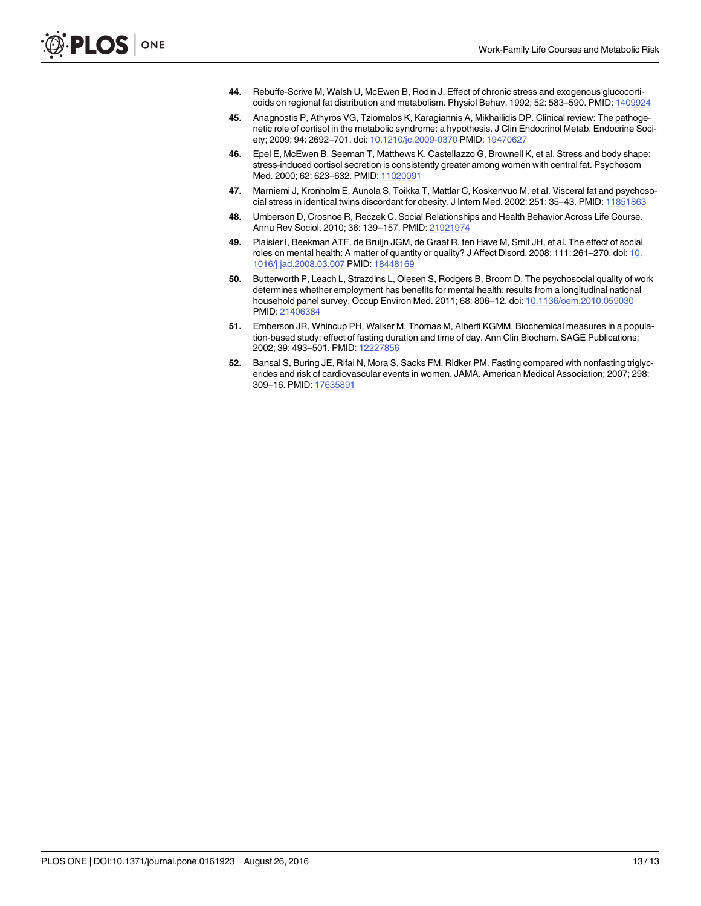44. Rebuffe-Scrive M, Walsh U, McEwen B, Rodin J. Effect of chronic stress and exogenous glucocorticoids on regional fat distribution and metabolism. Physiol Behav. 1992; 52: 583–590. PMID: 1409924

45. Anagnostis P, Athyros VG, Tziomalos K, Karagiannis A, Mikhailidis DP. Clinical review: The pathogenetic role of cortisol in the metabolic syndrome: a hypothesis. J Clin Endocrinol Metab. Endocrine Society; 2009; 94: 2692–701. doi: 10.1210/jc.2009-0370 PMID: 19470627

46. Epel E, McEwen B, Seeman T, Matthews K, Castellazzo G, Brownell K, et al. Stress and body shape: stress-induced cortisol secretion is consistently greater among women with central fat. Psychosom Med. 2000; 62: 623–632. PMID: 11020091

47. Marniemi J, Kronholm E, Aunola S, Toikka T, Mattlar C, Koskenvuo M, et al. Visceral fat and psychosocial stress in identical twins discordant for obesity. J Intern Med. 2002; 251: 35–43. PMID: 11851863

48. Umberson D, Crosnoe R, Reczek C. Social Relationships and Health Behavior Across Life Course. Annu Rev Sociol. 2010; 36: 139–157. PMID: 21921974

49. Plaisier I, Beekman ATF, de Bruijn JGM, de Graaf R, ten Have M, Smit JH, et al. The effect of social roles on mental health: A matter of quantity or quality? J Affect Disord. 2008; 111: 261–270. doi: 10.1016/j.jad.2008.03.007 PMID: 18448169

50. Butterworth P, Leach L, Strazdins L, Olesen S, Rodgers B, Broom D. The psychosocial quality of work determines whether employment has benefits for mental health: results from a longitudinal national household panel survey. Occup Environ Med. 2011; 68: 806–12. doi: 10.1136/oem.2010.059030 PMID: 21406384

51. Emberson JR, Whincup PH, Walker M, Thomas M, Alberti KGMM. Biochemical measures in a population-based study: effect of fasting duration and time of day. Ann Clin Biochem. SAGE Publications; 2002; 39: 493–501. PMID: 12227856

52. Bansal S, Buring JE, Rifai N, Mora S, Sacks FM, Ridker PM. Fasting compared with nonfasting triglycerides and risk of cardiovascular events in women. JAMA. American Medical Association; 2007; 298: 309–16. PMID: 17635891